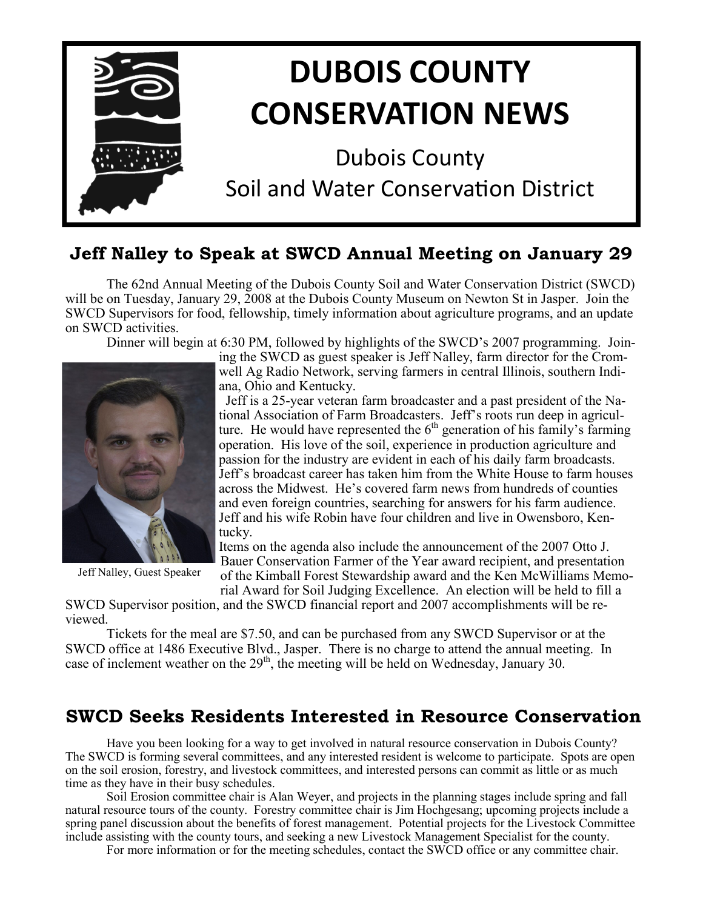# DUBOIS COUNTY CONSERVATION NEWS

Dubois County
Soil and Water Conservation District

## Jeff Nalley to Speak at SWCD Annual Meeting on January 29

The 62nd Annual Meeting of the Dubois County Soil and Water Conservation District (SWCD) will be on Tuesday, January 29, 2008 at the Dubois County Museum on Newton St in Jasper. Join the SWCD Supervisors for food, fellowship, timely information about agriculture programs, and an update on SWCD activities.

Dinner will begin at 6:30 PM, followed by highlights of the SWCD's 2007 programming. Joining the SWCD as guest speaker is Jeff Nalley, farm director for the Cromwell Ag Radio Network, serving farmers in central Illinois, southern Indiana, Ohio and Kentucky.

Jeff Nalley, Guest Speaker

Jeff is a 25-year veteran farm broadcaster and a past president of the National Association of Farm Broadcasters. Jeff's roots run deep in agriculture. He would have represented the 6th generation of his family's farming operation. His love of the soil, experience in production agriculture and passion for the industry are evident in each of his daily farm broadcasts. Jeff's broadcast career has taken him from the White House to farm houses across the Midwest. He's covered farm news from hundreds of counties and even foreign countries, searching for answers for his farm audience. Jeff and his wife Robin have four children and live in Owensboro, Kentucky.

Items on the agenda also include the announcement of the 2007 Otto J. Bauer Conservation Farmer of the Year award recipient, and presentation of the Kimball Forest Stewardship award and the Ken McWilliams Memorial Award for Soil Judging Excellence. An election will be held to fill a SWCD Supervisor position, and the SWCD financial report and 2007 accomplishments will be reviewed.

Tickets for the meal are $7.50, and can be purchased from any SWCD Supervisor or at the SWCD office at 1486 Executive Blvd., Jasper. There is no charge to attend the annual meeting. In case of inclement weather on the 29th, the meeting will be held on Wednesday, January 30.

## SWCD Seeks Residents Interested in Resource Conservation

Have you been looking for a way to get involved in natural resource conservation in Dubois County? The SWCD is forming several committees, and any interested resident is welcome to participate. Spots are open on the soil erosion, forestry, and livestock committees, and interested persons can commit as little or as much time as they have in their busy schedules.

Soil Erosion committee chair is Alan Weyer, and projects in the planning stages include spring and fall natural resource tours of the county. Forestry committee chair is Jim Hochgesang; upcoming projects include a spring panel discussion about the benefits of forest management. Potential projects for the Livestock Committee include assisting with the county tours, and seeking a new Livestock Management Specialist for the county.

For more information or for the meeting schedules, contact the SWCD office or any committee chair.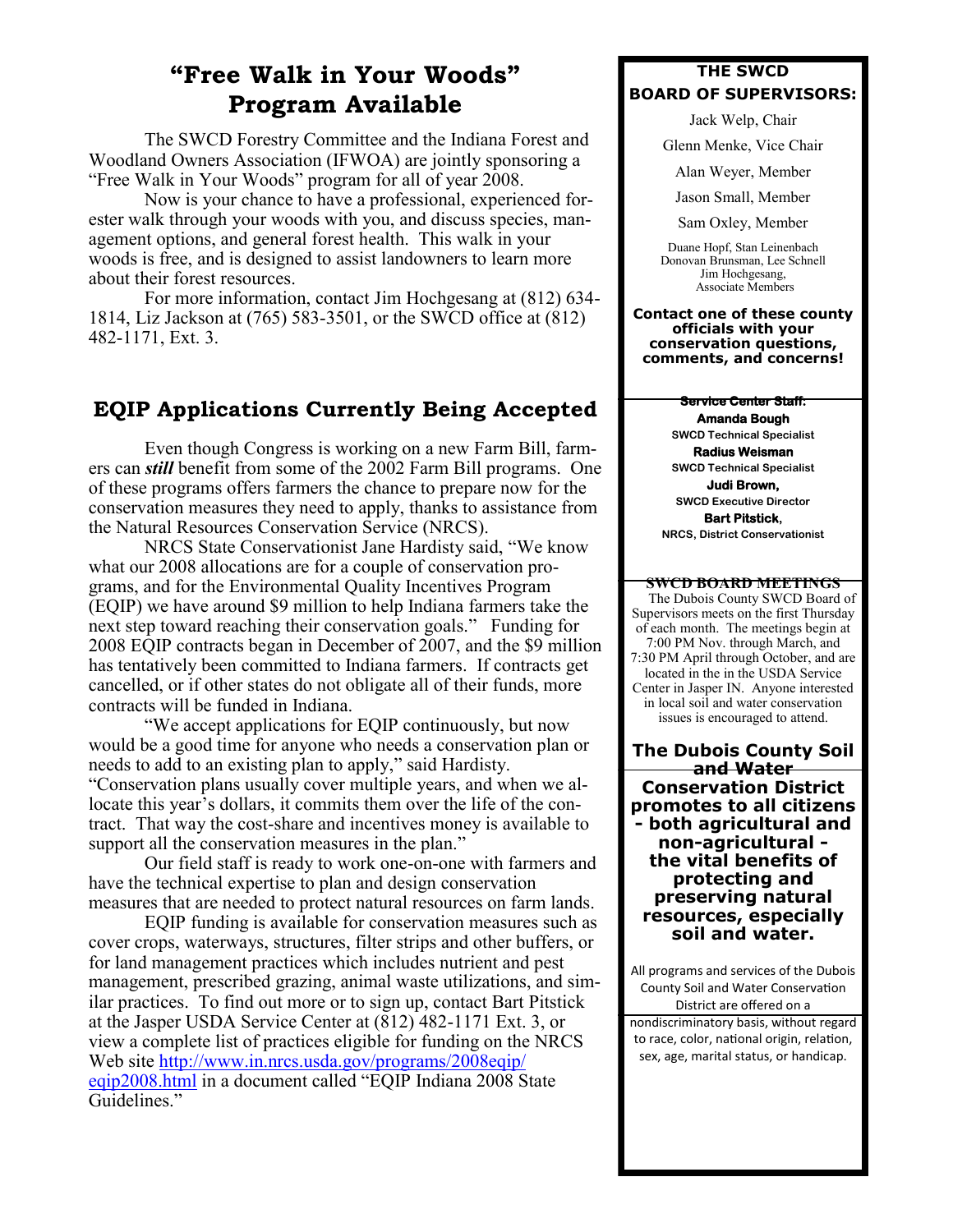## "Free Walk in Your Woods" Program Available

The SWCD Forestry Committee and the Indiana Forest and Woodland Owners Association (IFWOA) are jointly sponsoring a "Free Walk in Your Woods" program for all of year 2008.

Now is your chance to have a professional, experienced forester walk through your woods with you, and discuss species, management options, and general forest health. This walk in your woods is free, and is designed to assist landowners to learn more about their forest resources.

For more information, contact Jim Hochgesang at (812) 634-1814, Liz Jackson at (765) 583-3501, or the SWCD office at (812) 482-1171, Ext. 3.

## EQIP Applications Currently Being Accepted

Even though Congress is working on a new Farm Bill, farmers can ***still*** benefit from some of the 2002 Farm Bill programs. One of these programs offers farmers the chance to prepare now for the conservation measures they need to apply, thanks to assistance from the Natural Resources Conservation Service (NRCS).

NRCS State Conservationist Jane Hardisty said, "We know what our 2008 allocations are for a couple of conservation programs, and for the Environmental Quality Incentives Program (EQIP) we have around $9 million to help Indiana farmers take the next step toward reaching their conservation goals." Funding for 2008 EQIP contracts began in December of 2007, and the $9 million has tentatively been committed to Indiana farmers. If contracts get cancelled, or if other states do not obligate all of their funds, more contracts will be funded in Indiana.

"We accept applications for EQIP continuously, but now would be a good time for anyone who needs a conservation plan or needs to add to an existing plan to apply," said Hardisty. "Conservation plans usually cover multiple years, and when we allocate this year's dollars, it commits them over the life of the contract. That way the cost-share and incentives money is available to support all the conservation measures in the plan."

Our field staff is ready to work one-on-one with farmers and have the technical expertise to plan and design conservation measures that are needed to protect natural resources on farm lands.

EQIP funding is available for conservation measures such as cover crops, waterways, structures, filter strips and other buffers, or for land management practices which includes nutrient and pest management, prescribed grazing, animal waste utilizations, and similar practices. To find out more or to sign up, contact Bart Pitstick at the Jasper USDA Service Center at (812) 482-1171 Ext. 3, or view a complete list of practices eligible for funding on the NRCS Web site http://www.in.nrcs.usda.gov/programs/2008eqip/eqip2008.html in a document called "EQIP Indiana 2008 State Guidelines."

---

**THE SWCD BOARD OF SUPERVISORS:**

Jack Welp, Chair

Glenn Menke, Vice Chair

Alan Weyer, Member

Jason Small, Member

Sam Oxley, Member

Duane Hopf, Stan Leinenbach
Donovan Brunsman, Lee Schnell
Jim Hochgesang,
Associate Members

**Contact one of these county officials with your conservation questions, comments, and concerns!**

**Service Center Staff:**

**Amanda Bough**
**SWCD Technical Specialist**

**Radius Weisman**
**SWCD Technical Specialist**

**Judi Brown,**
**SWCD Executive Director**

**Bart Pitstick,**
**NRCS, District Conservationist**

**SWCD BOARD MEETINGS**

The Dubois County SWCD Board of Supervisors meets on the first Thursday of each month. The meetings begin at 7:00 PM Nov. through March, and 7:30 PM April through October, and are located in the in the USDA Service Center in Jasper IN. Anyone interested in local soil and water conservation issues is encouraged to attend.

**The Dubois County Soil and Water Conservation District promotes to all citizens - both agricultural and non-agricultural - the vital benefits of protecting and preserving natural resources, especially soil and water.**

All programs and services of the Dubois County Soil and Water Conservation District are offered on a nondiscriminatory basis, without regard to race, color, national origin, relation, sex, age, marital status, or handicap.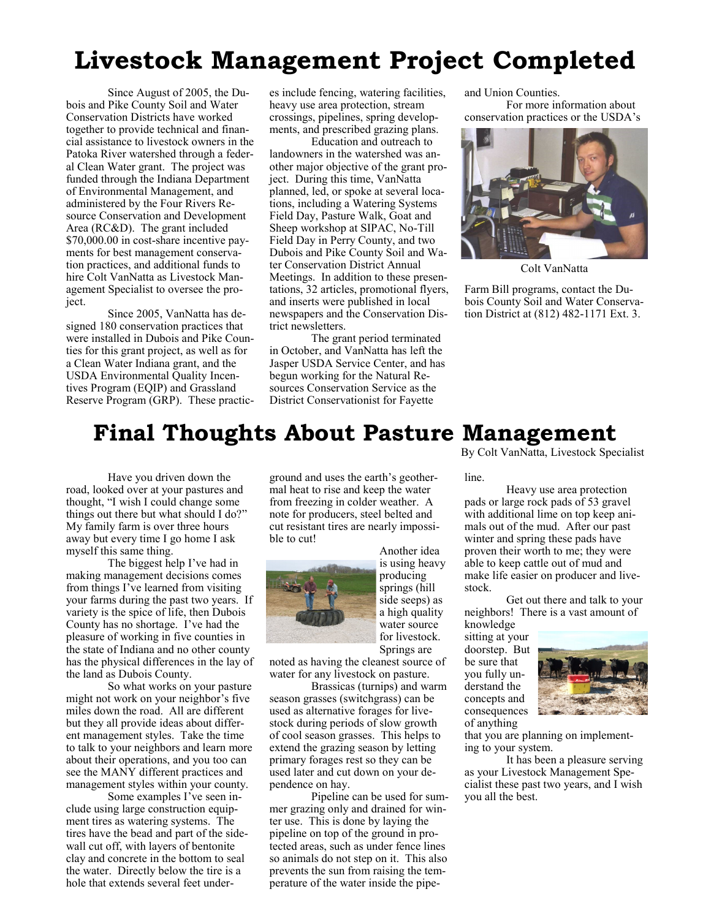# Livestock Management Project Completed

Since August of 2005, the Dubois and Pike County Soil and Water Conservation Districts have worked together to provide technical and financial assistance to livestock owners in the Patoka River watershed through a federal Clean Water grant. The project was funded through the Indiana Department of Environmental Management, and administered by the Four Rivers Resource Conservation and Development Area (RC&D). The grant included $70,000.00 in cost-share incentive payments for best management conservation practices, and additional funds to hire Colt VanNatta as Livestock Management Specialist to oversee the project.

Since 2005, VanNatta has designed 180 conservation practices that were installed in Dubois and Pike Counties for this grant project, as well as for a Clean Water Indiana grant, and the USDA Environmental Quality Incentives Program (EQIP) and Grassland Reserve Program (GRP). These practices include fencing, watering facilities, heavy use area protection, stream crossings, pipelines, spring developments, and prescribed grazing plans.

Education and outreach to landowners in the watershed was another major objective of the grant project. During this time, VanNatta planned, led, or spoke at several locations, including a Watering Systems Field Day, Pasture Walk, Goat and Sheep workshop at SIPAC, No-Till Field Day in Perry County, and two Dubois and Pike County Soil and Water Conservation District Annual Meetings. In addition to these presentations, 32 articles, promotional flyers, and inserts were published in local newspapers and the Conservation District newsletters.

The grant period terminated in October, and VanNatta has left the Jasper USDA Service Center, and has begun working for the Natural Resources Conservation Service as the District Conservationist for Fayette and Union Counties.

For more information about conservation practices or the USDA's Farm Bill programs, contact the Dubois County Soil and Water Conservation District at (812) 482-1171 Ext. 3.

Colt VanNatta

# Final Thoughts About Pasture Management

By Colt VanNatta, Livestock Specialist

Have you driven down the road, looked over at your pastures and thought, "I wish I could change some things out there but what should I do?" My family farm is over three hours away but every time I go home I ask myself this same thing.

The biggest help I've had in making management decisions comes from things I've learned from visiting your farms during the past two years. If variety is the spice of life, then Dubois County has no shortage. I've had the pleasure of working in five counties in the state of Indiana and no other county has the physical differences in the lay of the land as Dubois County.

So what works on your pasture might not work on your neighbor's five miles down the road. All are different but they all provide ideas about different management styles. Take the time to talk to your neighbors and learn more about their operations, and you too can see the MANY different practices and management styles within your county.

Some examples I've seen include using large construction equipment tires as watering systems. The tires have the bead and part of the sidewall cut off, with layers of bentonite clay and concrete in the bottom to seal the water. Directly below the tire is a hole that extends several feet underground and uses the earth's geothermal heat to rise and keep the water from freezing in colder weather. A note for producers, steel belted and cut resistant tires are nearly impossible to cut!

Another idea is using heavy producing springs (hill side seeps) as a high quality water source for livestock. Springs are noted as having the cleanest source of water for any livestock on pasture.

Brassicas (turnips) and warm season grasses (switchgrass) can be used as alternative forages for livestock during periods of slow growth of cool season grasses. This helps to extend the grazing season by letting primary forages rest so they can be used later and cut down on your dependence on hay.

Pipeline can be used for summer grazing only and drained for winter use. This is done by laying the pipeline on top of the ground in protected areas, such as under fence lines so animals do not step on it. This also prevents the sun from raising the temperature of the water inside the pipeline.

Heavy use area protection pads or large rock pads of 53 gravel with additional lime on top keep animals out of the mud. After our past winter and spring these pads have proven their worth to me; they were able to keep cattle out of mud and make life easier on producer and livestock.

Get out there and talk to your neighbors! There is a vast amount of knowledge sitting at your doorstep. But be sure that you fully understand the concepts and consequences of anything that you are planning on implementing to your system.

It has been a pleasure serving as your Livestock Management Specialist these past two years, and I wish you all the best.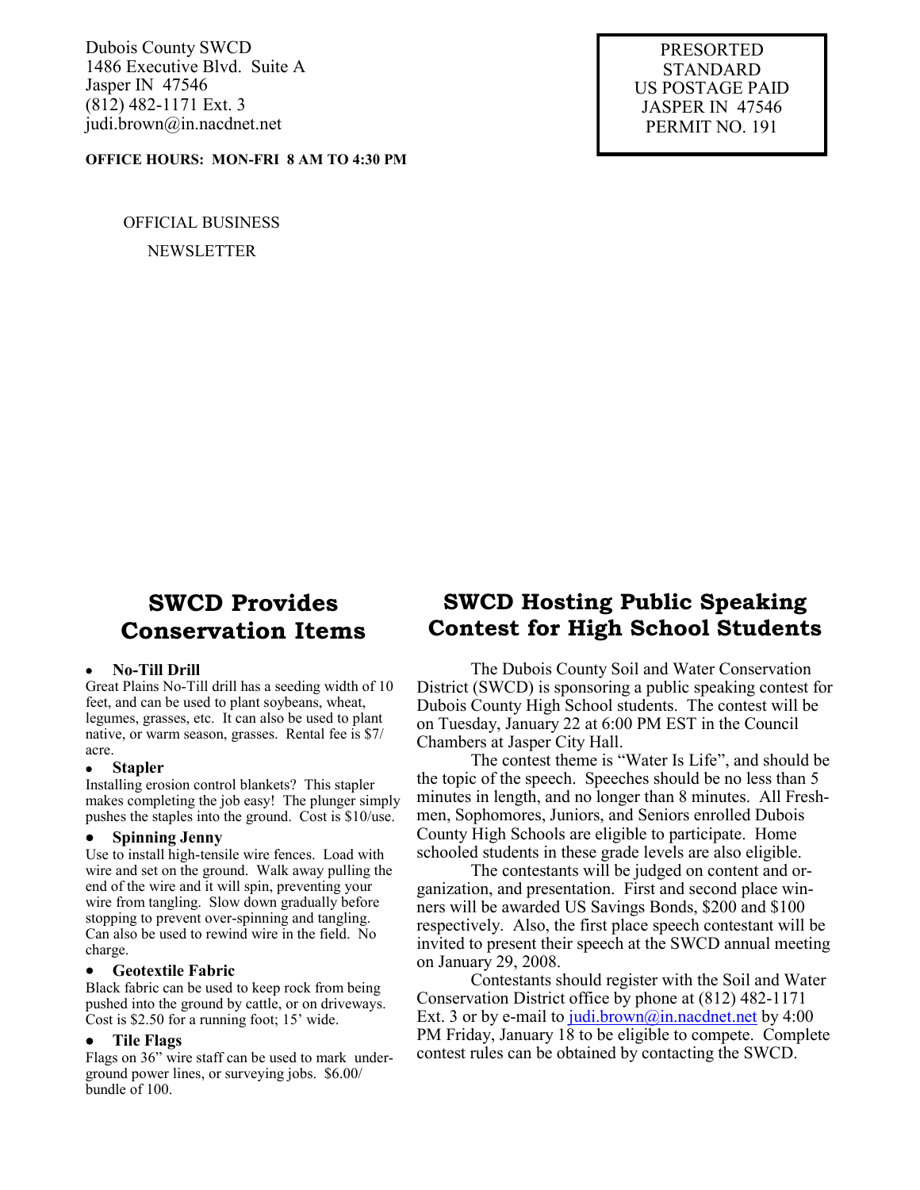Dubois County SWCD
1486 Executive Blvd. Suite A
Jasper IN 47546
(812) 482-1171 Ext. 3
judi.brown@in.nacdnet.net

**OFFICE HOURS: MON-FRI 8 AM TO 4:30 PM**

PRESORTED
STANDARD
US POSTAGE PAID
JASPER IN 47546
PERMIT NO. 191

OFFICIAL BUSINESS

NEWSLETTER

## SWCD Provides Conservation Items

- **No-Till Drill**

Great Plains No-Till drill has a seeding width of 10 feet, and can be used to plant soybeans, wheat, legumes, grasses, etc. It can also be used to plant native, or warm season, grasses. Rental fee is $7/acre.

- **Stapler**

Installing erosion control blankets? This stapler makes completing the job easy! The plunger simply pushes the staples into the ground. Cost is $10/use.

- **Spinning Jenny**

Use to install high-tensile wire fences. Load with wire and set on the ground. Walk away pulling the end of the wire and it will spin, preventing your wire from tangling. Slow down gradually before stopping to prevent over-spinning and tangling. Can also be used to rewind wire in the field. No charge.

- **Geotextile Fabric**

Black fabric can be used to keep rock from being pushed into the ground by cattle, or on driveways. Cost is $2.50 for a running foot; 15' wide.

- **Tile Flags**

Flags on 36" wire staff can be used to mark underground power lines, or surveying jobs. $6.00/bundle of 100.

## SWCD Hosting Public Speaking Contest for High School Students

The Dubois County Soil and Water Conservation District (SWCD) is sponsoring a public speaking contest for Dubois County High School students. The contest will be on Tuesday, January 22 at 6:00 PM EST in the Council Chambers at Jasper City Hall.

The contest theme is "Water Is Life", and should be the topic of the speech. Speeches should be no less than 5 minutes in length, and no longer than 8 minutes. All Freshmen, Sophomores, Juniors, and Seniors enrolled Dubois County High Schools are eligible to participate. Home schooled students in these grade levels are also eligible.

The contestants will be judged on content and organization, and presentation. First and second place winners will be awarded US Savings Bonds, $200 and $100 respectively. Also, the first place speech contestant will be invited to present their speech at the SWCD annual meeting on January 29, 2008.

Contestants should register with the Soil and Water Conservation District office by phone at (812) 482-1171 Ext. 3 or by e-mail to judi.brown@in.nacdnet.net by 4:00 PM Friday, January 18 to be eligible to compete. Complete contest rules can be obtained by contacting the SWCD.